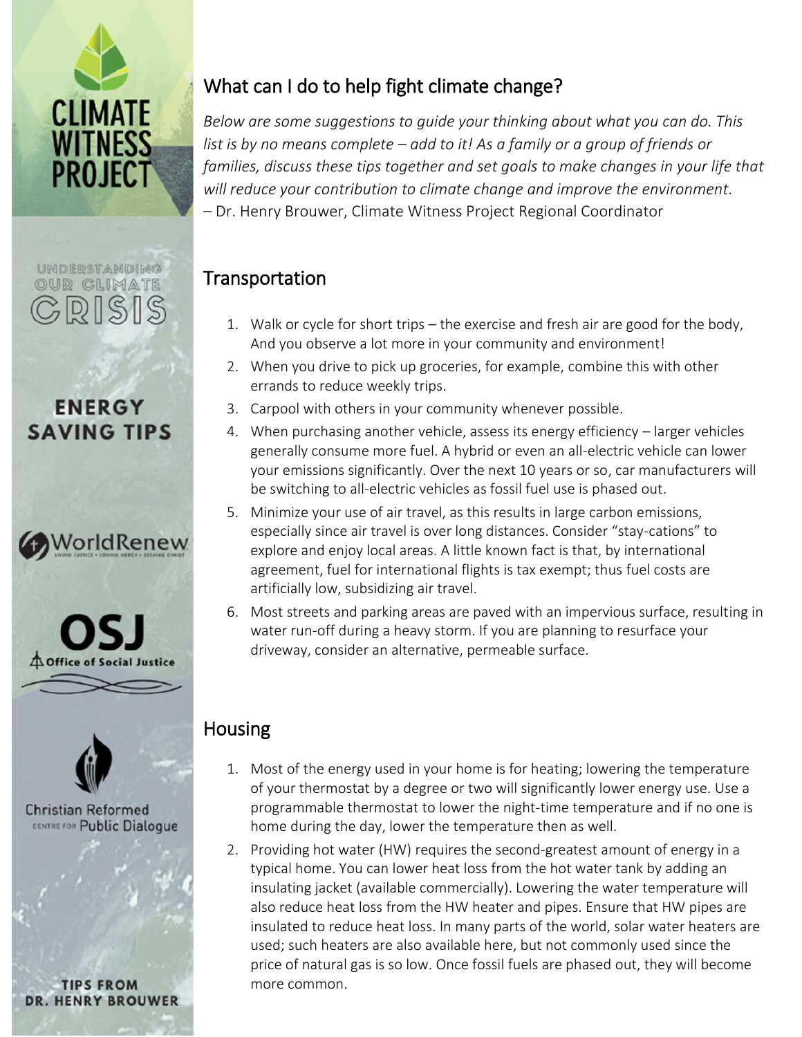CLIMATE WITNESS PROJECT

UNDERSTANDING OUR CLIMATE CRISIS

ENERGY SAVING TIPS

WorldRenew

OSJ Office of Social Justice

Christian Reformed Centre for Public Dialogue

TIPS FROM DR. HENRY BROUWER

## What can I do to help fight climate change?

*Below are some suggestions to guide your thinking about what you can do. This list is by no means complete – add to it! As a family or a group of friends or families, discuss these tips together and set goals to make changes in your life that will reduce your contribution to climate change and improve the environment.*
– Dr. Henry Brouwer, Climate Witness Project Regional Coordinator

## Transportation

1. Walk or cycle for short trips – the exercise and fresh air are good for the body, And you observe a lot more in your community and environment!
2. When you drive to pick up groceries, for example, combine this with other errands to reduce weekly trips.
3. Carpool with others in your community whenever possible.
4. When purchasing another vehicle, assess its energy efficiency – larger vehicles generally consume more fuel. A hybrid or even an all-electric vehicle can lower your emissions significantly. Over the next 10 years or so, car manufacturers will be switching to all-electric vehicles as fossil fuel use is phased out.
5. Minimize your use of air travel, as this results in large carbon emissions, especially since air travel is over long distances. Consider "stay-cations" to explore and enjoy local areas. A little known fact is that, by international agreement, fuel for international flights is tax exempt; thus fuel costs are artificially low, subsidizing air travel.
6. Most streets and parking areas are paved with an impervious surface, resulting in water run-off during a heavy storm. If you are planning to resurface your driveway, consider an alternative, permeable surface.

## Housing

1. Most of the energy used in your home is for heating; lowering the temperature of your thermostat by a degree or two will significantly lower energy use. Use a programmable thermostat to lower the night-time temperature and if no one is home during the day, lower the temperature then as well.
2. Providing hot water (HW) requires the second-greatest amount of energy in a typical home. You can lower heat loss from the hot water tank by adding an insulating jacket (available commercially). Lowering the water temperature will also reduce heat loss from the HW heater and pipes. Ensure that HW pipes are insulated to reduce heat loss. In many parts of the world, solar water heaters are used; such heaters are also available here, but not commonly used since the price of natural gas is so low. Once fossil fuels are phased out, they will become more common.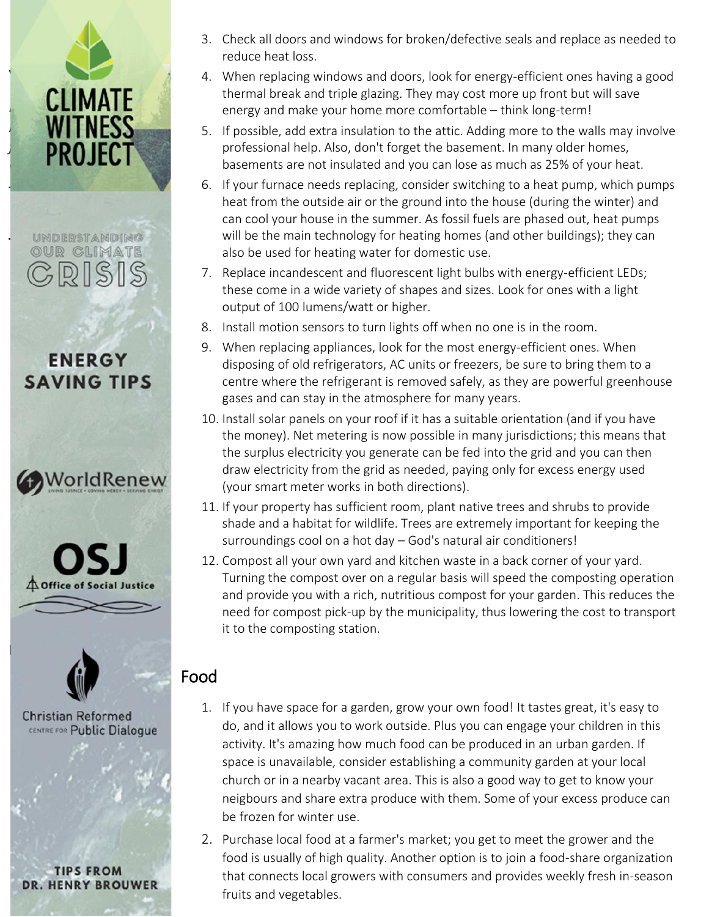3. Check all doors and windows for broken/defective seals and replace as needed to reduce heat loss.
4. When replacing windows and doors, look for energy-efficient ones having a good thermal break and triple glazing. They may cost more up front but will save energy and make your home more comfortable – think long-term!
5. If possible, add extra insulation to the attic. Adding more to the walls may involve professional help. Also, don't forget the basement. In many older homes, basements are not insulated and you can lose as much as 25% of your heat.
6. If your furnace needs replacing, consider switching to a heat pump, which pumps heat from the outside air or the ground into the house (during the winter) and can cool your house in the summer. As fossil fuels are phased out, heat pumps will be the main technology for heating homes (and other buildings); they can also be used for heating water for domestic use.
7. Replace incandescent and fluorescent light bulbs with energy-efficient LEDs; these come in a wide variety of shapes and sizes. Look for ones with a light output of 100 lumens/watt or higher.
8. Install motion sensors to turn lights off when no one is in the room.
9. When replacing appliances, look for the most energy-efficient ones. When disposing of old refrigerators, AC units or freezers, be sure to bring them to a centre where the refrigerant is removed safely, as they are powerful greenhouse gases and can stay in the atmosphere for many years.
10. Install solar panels on your roof if it has a suitable orientation (and if you have the money). Net metering is now possible in many jurisdictions; this means that the surplus electricity you generate can be fed into the grid and you can then draw electricity from the grid as needed, paying only for excess energy used (your smart meter works in both directions).
11. If your property has sufficient room, plant native trees and shrubs to provide shade and a habitat for wildlife. Trees are extremely important for keeping the surroundings cool on a hot day – God's natural air conditioners!
12. Compost all your own yard and kitchen waste in a back corner of your yard. Turning the compost over on a regular basis will speed the composting operation and provide you with a rich, nutritious compost for your garden. This reduces the need for compost pick-up by the municipality, thus lowering the cost to transport it to the composting station.

## Food

1. If you have space for a garden, grow your own food! It tastes great, it's easy to do, and it allows you to work outside. Plus you can engage your children in this activity. It's amazing how much food can be produced in an urban garden. If space is unavailable, consider establishing a community garden at your local church or in a nearby vacant area. This is also a good way to get to know your neigbours and share extra produce with them. Some of your excess produce can be frozen for winter use.
2. Purchase local food at a farmer's market; you get to meet the grower and the food is usually of high quality. Another option is to join a food-share organization that connects local growers with consumers and provides weekly fresh in-season fruits and vegetables.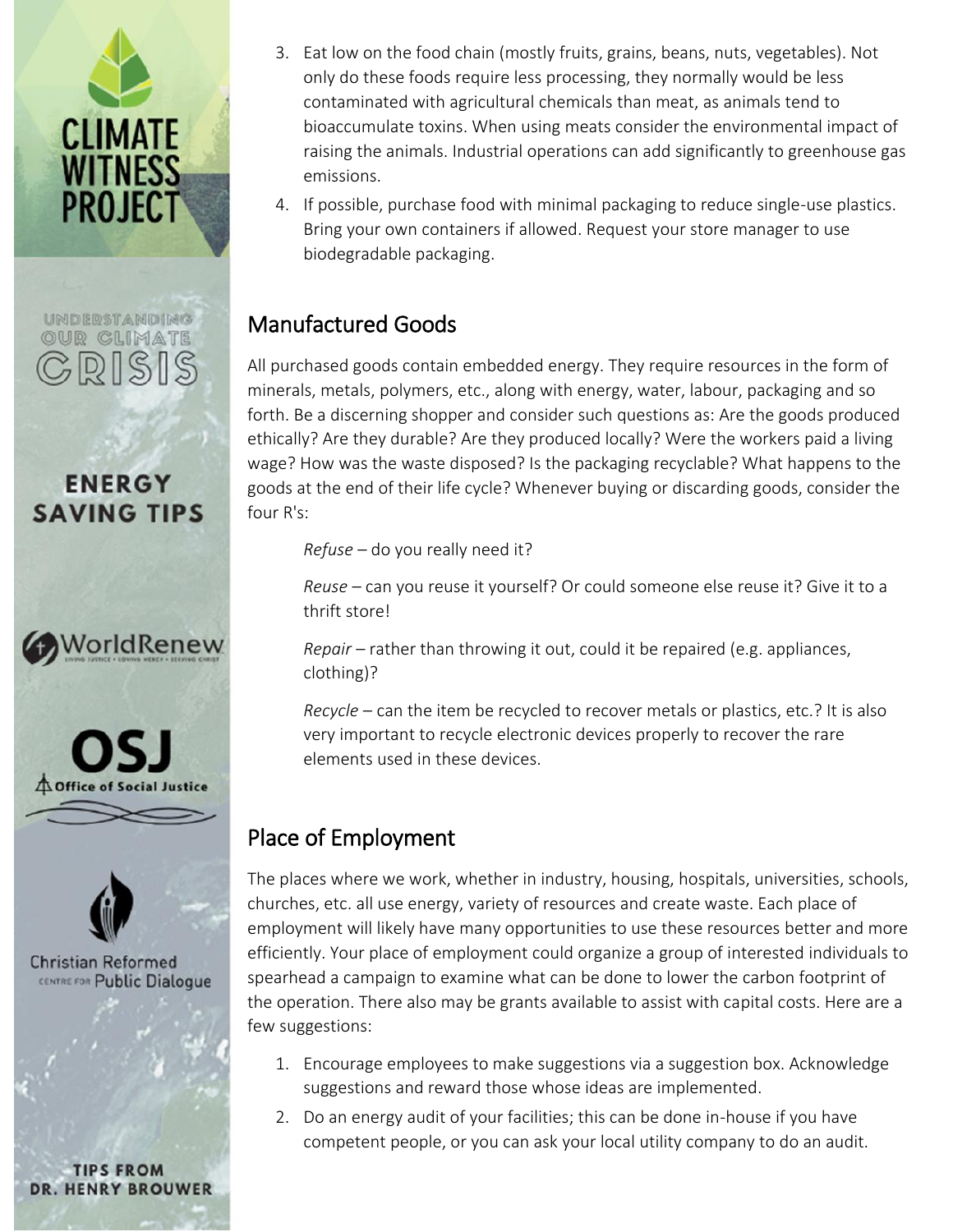3. Eat low on the food chain (mostly fruits, grains, beans, nuts, vegetables). Not only do these foods require less processing, they normally would be less contaminated with agricultural chemicals than meat, as animals tend to bioaccumulate toxins. When using meats consider the environmental impact of raising the animals. Industrial operations can add significantly to greenhouse gas emissions.
4. If possible, purchase food with minimal packaging to reduce single-use plastics. Bring your own containers if allowed. Request your store manager to use biodegradable packaging.

## Manufactured Goods

All purchased goods contain embedded energy. They require resources in the form of minerals, metals, polymers, etc., along with energy, water, labour, packaging and so forth. Be a discerning shopper and consider such questions as: Are the goods produced ethically? Are they durable? Are they produced locally? Were the workers paid a living wage? How was the waste disposed? Is the packaging recyclable? What happens to the goods at the end of their life cycle? Whenever buying or discarding goods, consider the four R's:

> *Refuse* – do you really need it?
>
> *Reuse* – can you reuse it yourself? Or could someone else reuse it? Give it to a thrift store!
>
> *Repair* – rather than throwing it out, could it be repaired (e.g. appliances, clothing)?
>
> *Recycle* – can the item be recycled to recover metals or plastics, etc.? It is also very important to recycle electronic devices properly to recover the rare elements used in these devices.

## Place of Employment

The places where we work, whether in industry, housing, hospitals, universities, schools, churches, etc. all use energy, variety of resources and create waste. Each place of employment will likely have many opportunities to use these resources better and more efficiently. Your place of employment could organize a group of interested individuals to spearhead a campaign to examine what can be done to lower the carbon footprint of the operation. There also may be grants available to assist with capital costs. Here are a few suggestions:

1. Encourage employees to make suggestions via a suggestion box. Acknowledge suggestions and reward those whose ideas are implemented.
2. Do an energy audit of your facilities; this can be done in-house if you have competent people, or you can ask your local utility company to do an audit.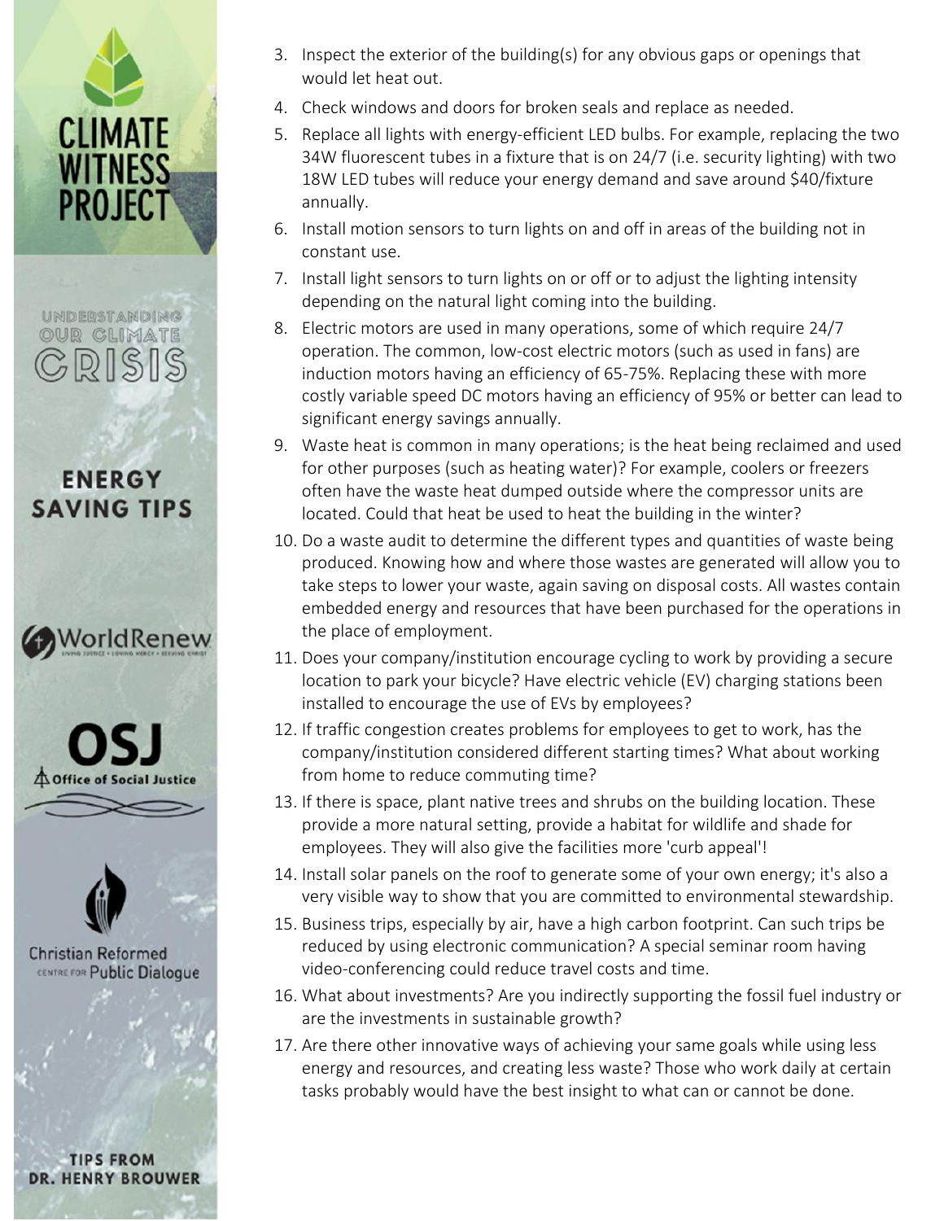CLIMATE WITNESS PROJECT

UNDERSTANDING OUR CLIMATE CRISIS

ENERGY SAVING TIPS

3. Inspect the exterior of the building(s) for any obvious gaps or openings that would let heat out.
4. Check windows and doors for broken seals and replace as needed.
5. Replace all lights with energy-efficient LED bulbs. For example, replacing the two 34W fluorescent tubes in a fixture that is on 24/7 (i.e. security lighting) with two 18W LED tubes will reduce your energy demand and save around $40/fixture annually.
6. Install motion sensors to turn lights on and off in areas of the building not in constant use.
7. Install light sensors to turn lights on or off or to adjust the lighting intensity depending on the natural light coming into the building.
8. Electric motors are used in many operations, some of which require 24/7 operation. The common, low-cost electric motors (such as used in fans) are induction motors having an efficiency of 65-75%. Replacing these with more costly variable speed DC motors having an efficiency of 95% or better can lead to significant energy savings annually.
9. Waste heat is common in many operations; is the heat being reclaimed and used for other purposes (such as heating water)? For example, coolers or freezers often have the waste heat dumped outside where the compressor units are located. Could that heat be used to heat the building in the winter?
10. Do a waste audit to determine the different types and quantities of waste being produced. Knowing how and where those wastes are generated will allow you to take steps to lower your waste, again saving on disposal costs. All wastes contain embedded energy and resources that have been purchased for the operations in the place of employment.
11. Does your company/institution encourage cycling to work by providing a secure location to park your bicycle? Have electric vehicle (EV) charging stations been installed to encourage the use of EVs by employees?
12. If traffic congestion creates problems for employees to get to work, has the company/institution considered different starting times? What about working from home to reduce commuting time?
13. If there is space, plant native trees and shrubs on the building location. These provide a more natural setting, provide a habitat for wildlife and shade for employees. They will also give the facilities more 'curb appeal'!
14. Install solar panels on the roof to generate some of your own energy; it's also a very visible way to show that you are committed to environmental stewardship.
15. Business trips, especially by air, have a high carbon footprint. Can such trips be reduced by using electronic communication? A special seminar room having video-conferencing could reduce travel costs and time.
16. What about investments? Are you indirectly supporting the fossil fuel industry or are the investments in sustainable growth?
17. Are there other innovative ways of achieving your same goals while using less energy and resources, and creating less waste? Those who work daily at certain tasks probably would have the best insight to what can or cannot be done.

WorldRenew

OSJ Office of Social Justice

Christian Reformed Centre for Public Dialogue

TIPS FROM DR. HENRY BROUWER